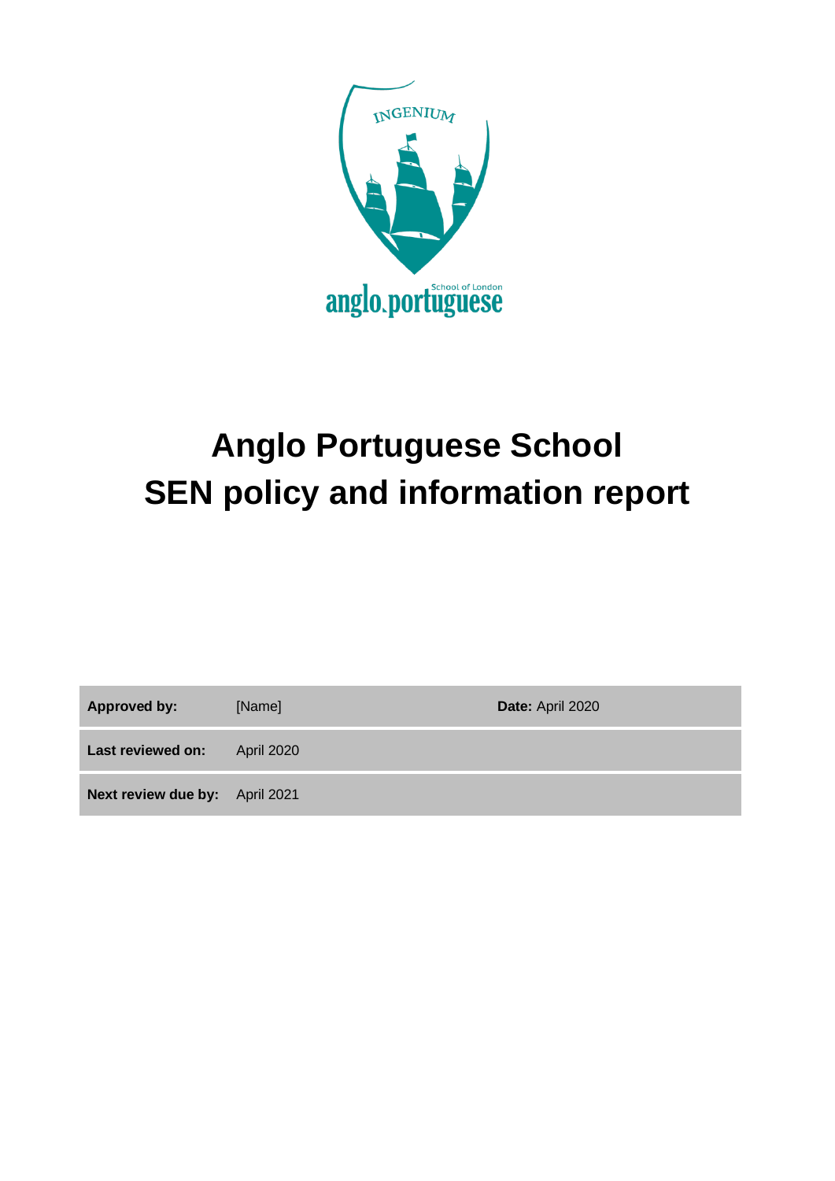# Anglo Portuguese School
# SEN policy and information report

| Approved by: | [Name] | Date: April 2020 |
|---|---|---|
| Last reviewed on: | April 2020 | |
| Next review due by: | April 2021 | |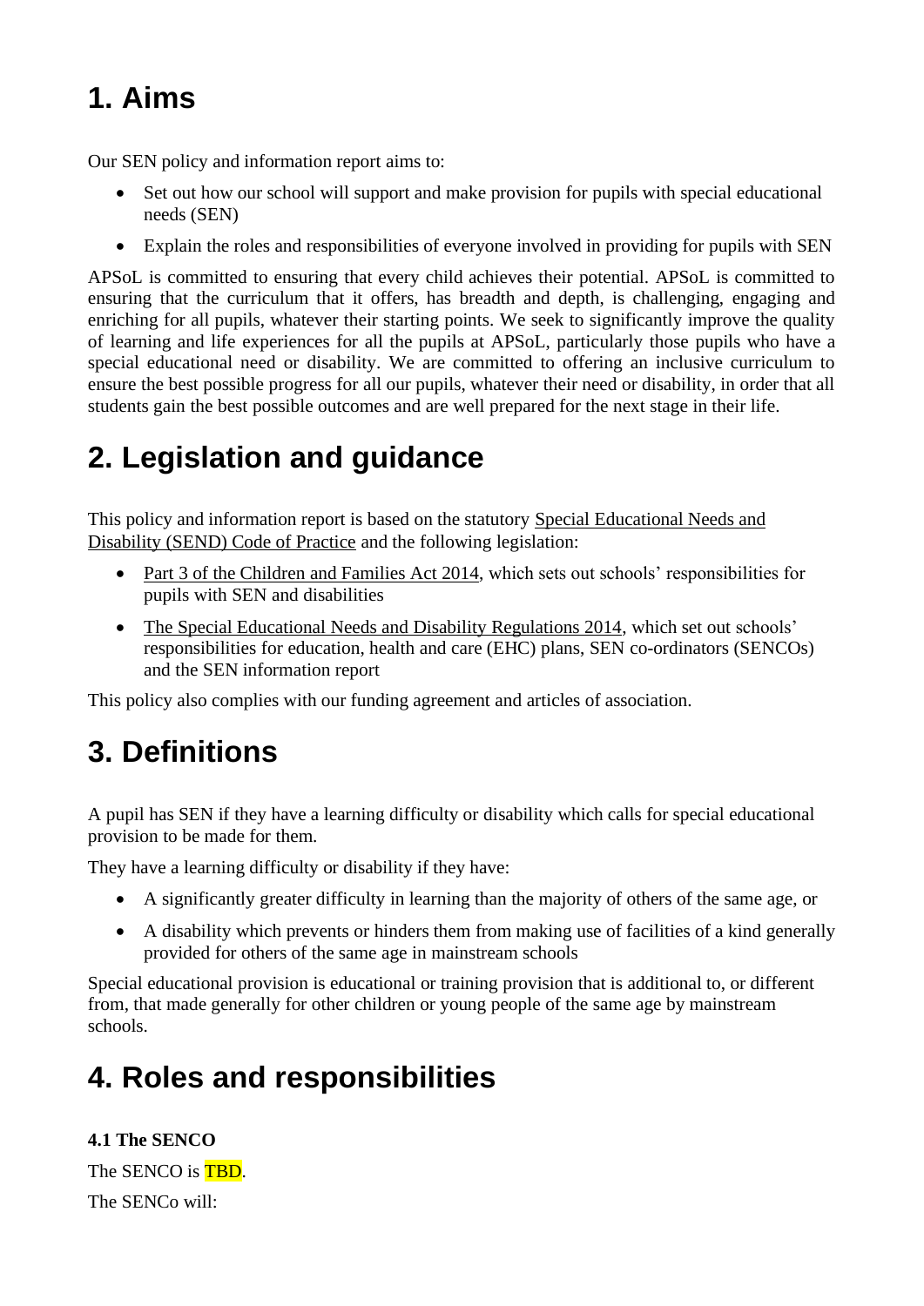# 1. Aims

Our SEN policy and information report aims to:

- Set out how our school will support and make provision for pupils with special educational needs (SEN)
- Explain the roles and responsibilities of everyone involved in providing for pupils with SEN

APSoL is committed to ensuring that every child achieves their potential. APSoL is committed to ensuring that the curriculum that it offers, has breadth and depth, is challenging, engaging and enriching for all pupils, whatever their starting points. We seek to significantly improve the quality of learning and life experiences for all the pupils at APSoL, particularly those pupils who have a special educational need or disability. We are committed to offering an inclusive curriculum to ensure the best possible progress for all our pupils, whatever their need or disability, in order that all students gain the best possible outcomes and are well prepared for the next stage in their life.

# 2. Legislation and guidance

This policy and information report is based on the statutory Special Educational Needs and Disability (SEND) Code of Practice and the following legislation:

- Part 3 of the Children and Families Act 2014, which sets out schools' responsibilities for pupils with SEN and disabilities
- The Special Educational Needs and Disability Regulations 2014, which set out schools' responsibilities for education, health and care (EHC) plans, SEN co-ordinators (SENCOs) and the SEN information report

This policy also complies with our funding agreement and articles of association.

# 3. Definitions

A pupil has SEN if they have a learning difficulty or disability which calls for special educational provision to be made for them.

They have a learning difficulty or disability if they have:

- A significantly greater difficulty in learning than the majority of others of the same age, or
- A disability which prevents or hinders them from making use of facilities of a kind generally provided for others of the same age in mainstream schools

Special educational provision is educational or training provision that is additional to, or different from, that made generally for other children or young people of the same age by mainstream schools.

# 4. Roles and responsibilities

**4.1 The SENCO**

The SENCO is TBD.

The SENCo will: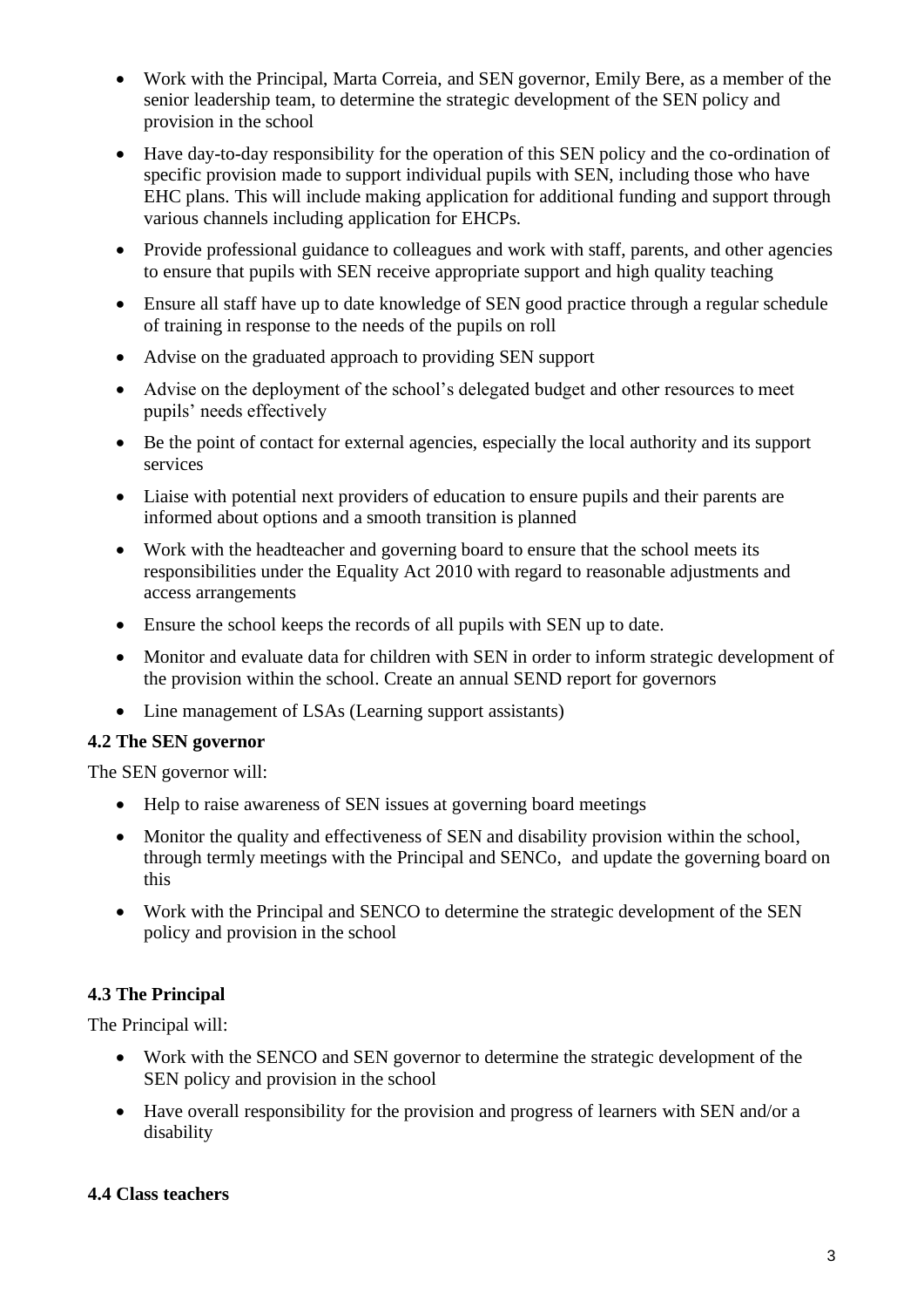- Work with the Principal, Marta Correia, and SEN governor, Emily Bere, as a member of the senior leadership team, to determine the strategic development of the SEN policy and provision in the school
- Have day-to-day responsibility for the operation of this SEN policy and the co-ordination of specific provision made to support individual pupils with SEN, including those who have EHC plans. This will include making application for additional funding and support through various channels including application for EHCPs.
- Provide professional guidance to colleagues and work with staff, parents, and other agencies to ensure that pupils with SEN receive appropriate support and high quality teaching
- Ensure all staff have up to date knowledge of SEN good practice through a regular schedule of training in response to the needs of the pupils on roll
- Advise on the graduated approach to providing SEN support
- Advise on the deployment of the school's delegated budget and other resources to meet pupils' needs effectively
- Be the point of contact for external agencies, especially the local authority and its support services
- Liaise with potential next providers of education to ensure pupils and their parents are informed about options and a smooth transition is planned
- Work with the headteacher and governing board to ensure that the school meets its responsibilities under the Equality Act 2010 with regard to reasonable adjustments and access arrangements
- Ensure the school keeps the records of all pupils with SEN up to date.
- Monitor and evaluate data for children with SEN in order to inform strategic development of the provision within the school. Create an annual SEND report for governors
- Line management of LSAs (Learning support assistants)

**4.2 The SEN governor**

The SEN governor will:

- Help to raise awareness of SEN issues at governing board meetings
- Monitor the quality and effectiveness of SEN and disability provision within the school, through termly meetings with the Principal and SENCo, and update the governing board on this
- Work with the Principal and SENCO to determine the strategic development of the SEN policy and provision in the school

**4.3 The Principal**

The Principal will:

- Work with the SENCO and SEN governor to determine the strategic development of the SEN policy and provision in the school
- Have overall responsibility for the provision and progress of learners with SEN and/or a disability

**4.4 Class teachers**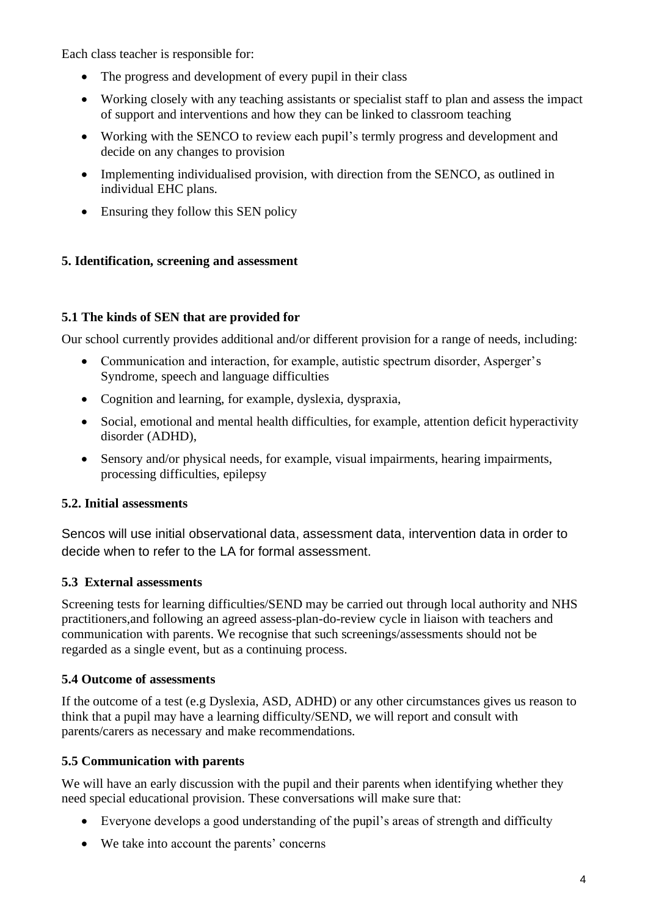Each class teacher is responsible for:

- The progress and development of every pupil in their class
- Working closely with any teaching assistants or specialist staff to plan and assess the impact of support and interventions and how they can be linked to classroom teaching
- Working with the SENCO to review each pupil's termly progress and development and decide on any changes to provision
- Implementing individualised provision, with direction from the SENCO, as outlined in individual EHC plans.
- Ensuring they follow this SEN policy

## 5. Identification, screening and assessment

### 5.1 The kinds of SEN that are provided for

Our school currently provides additional and/or different provision for a range of needs, including:

- Communication and interaction, for example, autistic spectrum disorder, Asperger's Syndrome, speech and language difficulties
- Cognition and learning, for example, dyslexia, dyspraxia,
- Social, emotional and mental health difficulties, for example, attention deficit hyperactivity disorder (ADHD),
- Sensory and/or physical needs, for example, visual impairments, hearing impairments, processing difficulties, epilepsy

### 5.2. Initial assessments

Sencos will use initial observational data, assessment data, intervention data in order to decide when to refer to the LA for formal assessment.

### 5.3 External assessments

Screening tests for learning difficulties/SEND may be carried out through local authority and NHS practitioners,and following an agreed assess-plan-do-review cycle in liaison with teachers and communication with parents. We recognise that such screenings/assessments should not be regarded as a single event, but as a continuing process.

### 5.4 Outcome of assessments

If the outcome of a test (e.g Dyslexia, ASD, ADHD) or any other circumstances gives us reason to think that a pupil may have a learning difficulty/SEND, we will report and consult with parents/carers as necessary and make recommendations.

### 5.5 Communication with parents

We will have an early discussion with the pupil and their parents when identifying whether they need special educational provision. These conversations will make sure that:

- Everyone develops a good understanding of the pupil's areas of strength and difficulty
- We take into account the parents' concerns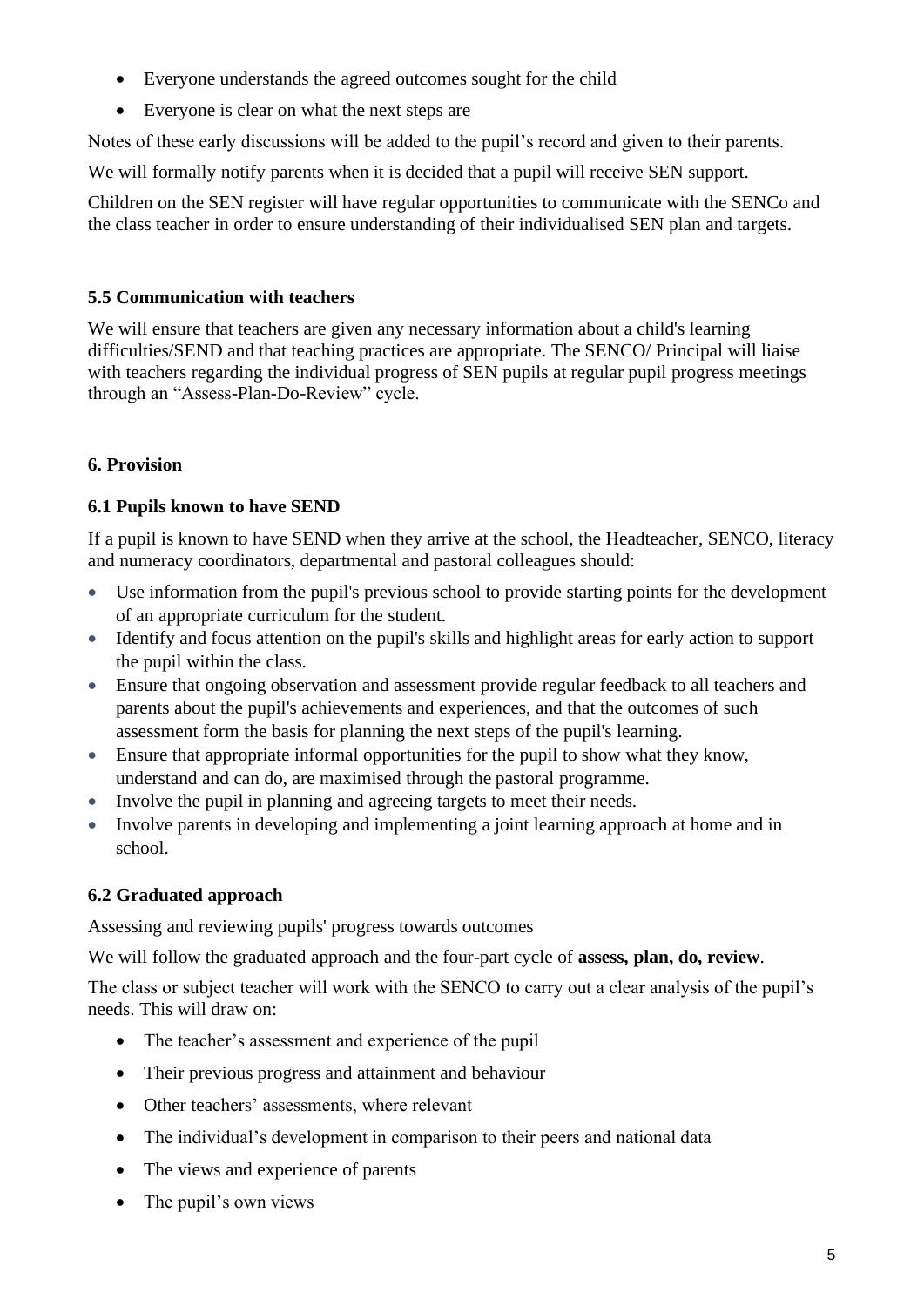- Everyone understands the agreed outcomes sought for the child
- Everyone is clear on what the next steps are

Notes of these early discussions will be added to the pupil's record and given to their parents.

We will formally notify parents when it is decided that a pupil will receive SEN support.

Children on the SEN register will have regular opportunities to communicate with the SENCo and the class teacher in order to ensure understanding of their individualised SEN plan and targets.

### 5.5 Communication with teachers

We will ensure that teachers are given any necessary information about a child's learning difficulties/SEND and that teaching practices are appropriate. The SENCO/ Principal will liaise with teachers regarding the individual progress of SEN pupils at regular pupil progress meetings through an "Assess-Plan-Do-Review" cycle.

## 6. Provision

### 6.1 Pupils known to have SEND

If a pupil is known to have SEND when they arrive at the school, the Headteacher, SENCO, literacy and numeracy coordinators, departmental and pastoral colleagues should:

- Use information from the pupil's previous school to provide starting points for the development of an appropriate curriculum for the student.
- Identify and focus attention on the pupil's skills and highlight areas for early action to support the pupil within the class.
- Ensure that ongoing observation and assessment provide regular feedback to all teachers and parents about the pupil's achievements and experiences, and that the outcomes of such assessment form the basis for planning the next steps of the pupil's learning.
- Ensure that appropriate informal opportunities for the pupil to show what they know, understand and can do, are maximised through the pastoral programme.
- Involve the pupil in planning and agreeing targets to meet their needs.
- Involve parents in developing and implementing a joint learning approach at home and in school.

### 6.2 Graduated approach

Assessing and reviewing pupils' progress towards outcomes

We will follow the graduated approach and the four-part cycle of **assess, plan, do, review**.

The class or subject teacher will work with the SENCO to carry out a clear analysis of the pupil's needs. This will draw on:

- The teacher's assessment and experience of the pupil
- Their previous progress and attainment and behaviour
- Other teachers' assessments, where relevant
- The individual's development in comparison to their peers and national data
- The views and experience of parents
- The pupil's own views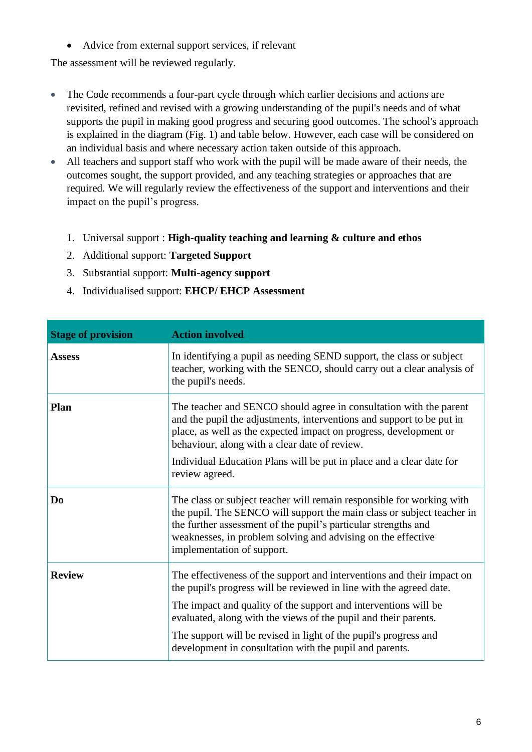- Advice from external support services, if relevant

The assessment will be reviewed regularly.

- The Code recommends a four-part cycle through which earlier decisions and actions are revisited, refined and revised with a growing understanding of the pupil's needs and of what supports the pupil in making good progress and securing good outcomes. The school's approach is explained in the diagram (Fig. 1) and table below. However, each case will be considered on an individual basis and where necessary action taken outside of this approach.
- All teachers and support staff who work with the pupil will be made aware of their needs, the outcomes sought, the support provided, and any teaching strategies or approaches that are required. We will regularly review the effectiveness of the support and interventions and their impact on the pupil's progress.

1. Universal support : **High-quality teaching and learning & culture and ethos**
2. Additional support: **Targeted Support**
3. Substantial support: **Multi-agency support**
4. Individualised support: **EHCP/ EHCP Assessment**

| Stage of provision | Action involved |
|---|---|
| **Assess** | In identifying a pupil as needing SEND support, the class or subject teacher, working with the SENCO, should carry out a clear analysis of the pupil's needs. |
| **Plan** | The teacher and SENCO should agree in consultation with the parent and the pupil the adjustments, interventions and support to be put in place, as well as the expected impact on progress, development or behaviour, along with a clear date of review.<br><br>Individual Education Plans will be put in place and a clear date for review agreed. |
| **Do** | The class or subject teacher will remain responsible for working with the pupil. The SENCO will support the main class or subject teacher in the further assessment of the pupil's particular strengths and weaknesses, in problem solving and advising on the effective implementation of support. |
| **Review** | The effectiveness of the support and interventions and their impact on the pupil's progress will be reviewed in line with the agreed date.<br><br>The impact and quality of the support and interventions will be evaluated, along with the views of the pupil and their parents.<br><br>The support will be revised in light of the pupil's progress and development in consultation with the pupil and parents. |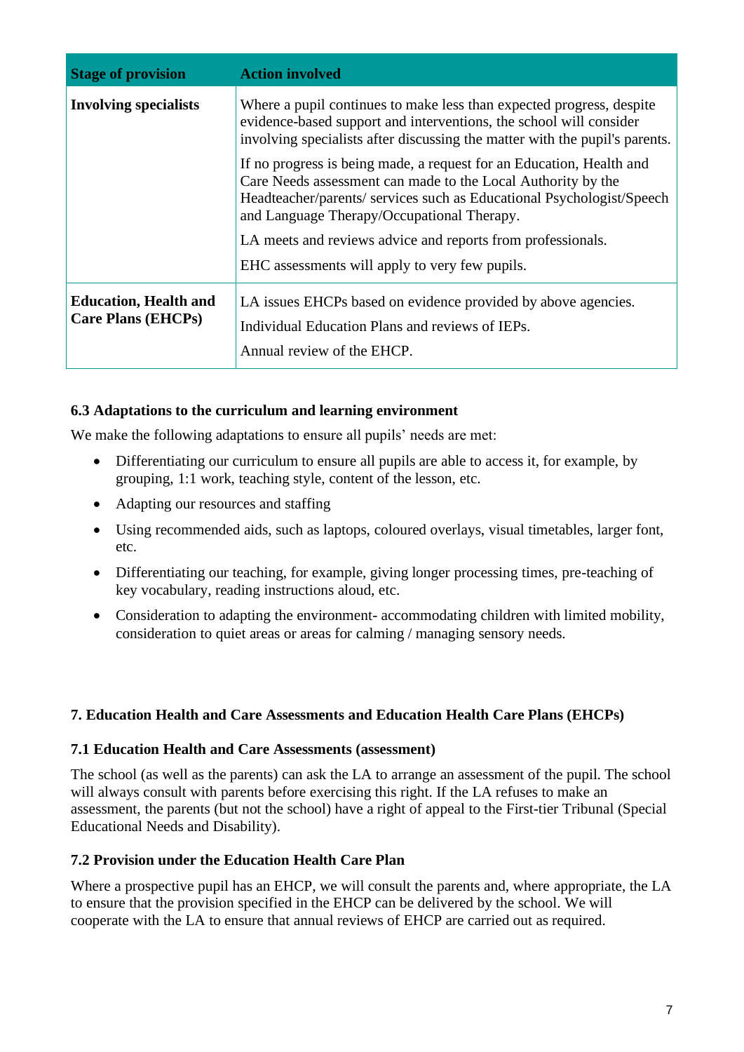| Stage of provision | Action involved |
| --- | --- |
| **Involving specialists** | Where a pupil continues to make less than expected progress, despite evidence-based support and interventions, the school will consider involving specialists after discussing the matter with the pupil's parents.<br><br>If no progress is being made, a request for an Education, Health and Care Needs assessment can made to the Local Authority by the Headteacher/parents/ services such as Educational Psychologist/Speech and Language Therapy/Occupational Therapy.<br><br>LA meets and reviews advice and reports from professionals.<br><br>EHC assessments will apply to very few pupils. |
| **Education, Health and Care Plans (EHCPs)** | LA issues EHCPs based on evidence provided by above agencies.<br><br>Individual Education Plans and reviews of IEPs.<br><br>Annual review of the EHCP. |

### 6.3 Adaptations to the curriculum and learning environment

We make the following adaptations to ensure all pupils' needs are met:

- Differentiating our curriculum to ensure all pupils are able to access it, for example, by grouping, 1:1 work, teaching style, content of the lesson, etc.
- Adapting our resources and staffing
- Using recommended aids, such as laptops, coloured overlays, visual timetables, larger font, etc.
- Differentiating our teaching, for example, giving longer processing times, pre-teaching of key vocabulary, reading instructions aloud, etc.
- Consideration to adapting the environment- accommodating children with limited mobility, consideration to quiet areas or areas for calming / managing sensory needs.

## 7. Education Health and Care Assessments and Education Health Care Plans (EHCPs)

### 7.1 Education Health and Care Assessments (assessment)

The school (as well as the parents) can ask the LA to arrange an assessment of the pupil. The school will always consult with parents before exercising this right. If the LA refuses to make an assessment, the parents (but not the school) have a right of appeal to the First-tier Tribunal (Special Educational Needs and Disability).

### 7.2 Provision under the Education Health Care Plan

Where a prospective pupil has an EHCP, we will consult the parents and, where appropriate, the LA to ensure that the provision specified in the EHCP can be delivered by the school. We will cooperate with the LA to ensure that annual reviews of EHCP are carried out as required.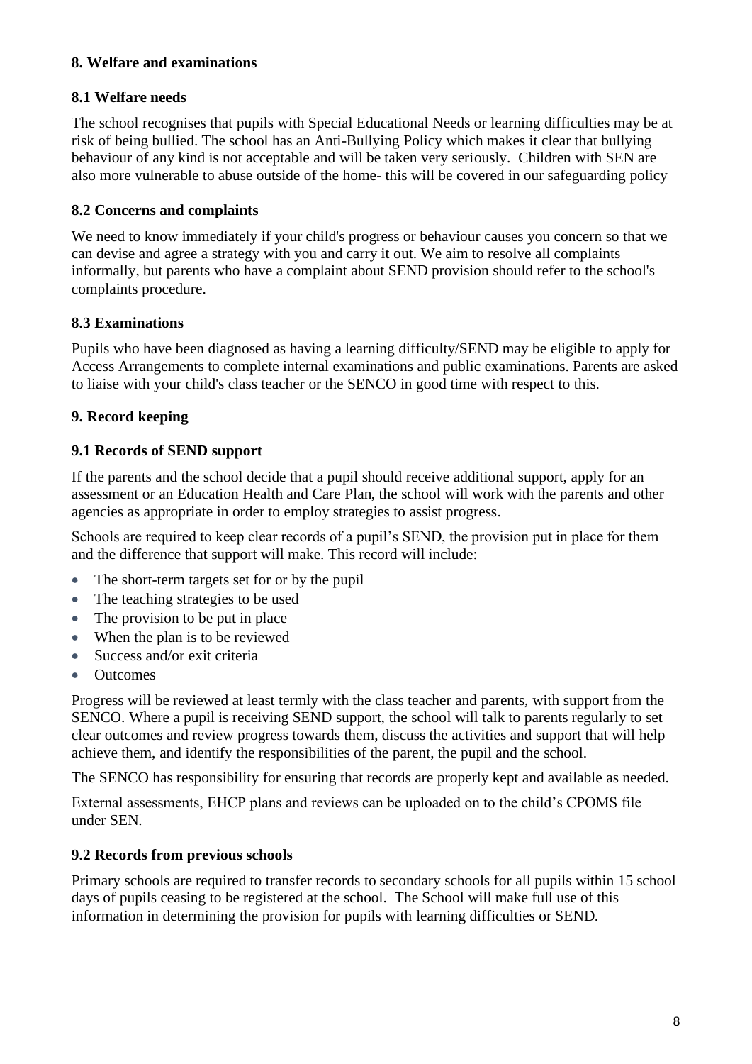## 8. Welfare and examinations

### 8.1 Welfare needs

The school recognises that pupils with Special Educational Needs or learning difficulties may be at risk of being bullied. The school has an Anti-Bullying Policy which makes it clear that bullying behaviour of any kind is not acceptable and will be taken very seriously. Children with SEN are also more vulnerable to abuse outside of the home- this will be covered in our safeguarding policy

### 8.2 Concerns and complaints

We need to know immediately if your child's progress or behaviour causes you concern so that we can devise and agree a strategy with you and carry it out. We aim to resolve all complaints informally, but parents who have a complaint about SEND provision should refer to the school's complaints procedure.

### 8.3 Examinations

Pupils who have been diagnosed as having a learning difficulty/SEND may be eligible to apply for Access Arrangements to complete internal examinations and public examinations. Parents are asked to liaise with your child's class teacher or the SENCO in good time with respect to this.

## 9. Record keeping

### 9.1 Records of SEND support

If the parents and the school decide that a pupil should receive additional support, apply for an assessment or an Education Health and Care Plan, the school will work with the parents and other agencies as appropriate in order to employ strategies to assist progress.

Schools are required to keep clear records of a pupil's SEND, the provision put in place for them and the difference that support will make. This record will include:

- The short-term targets set for or by the pupil
- The teaching strategies to be used
- The provision to be put in place
- When the plan is to be reviewed
- Success and/or exit criteria
- Outcomes

Progress will be reviewed at least termly with the class teacher and parents, with support from the SENCO. Where a pupil is receiving SEND support, the school will talk to parents regularly to set clear outcomes and review progress towards them, discuss the activities and support that will help achieve them, and identify the responsibilities of the parent, the pupil and the school.

The SENCO has responsibility for ensuring that records are properly kept and available as needed.

External assessments, EHCP plans and reviews can be uploaded on to the child's CPOMS file under SEN.

### 9.2 Records from previous schools

Primary schools are required to transfer records to secondary schools for all pupils within 15 school days of pupils ceasing to be registered at the school. The School will make full use of this information in determining the provision for pupils with learning difficulties or SEND.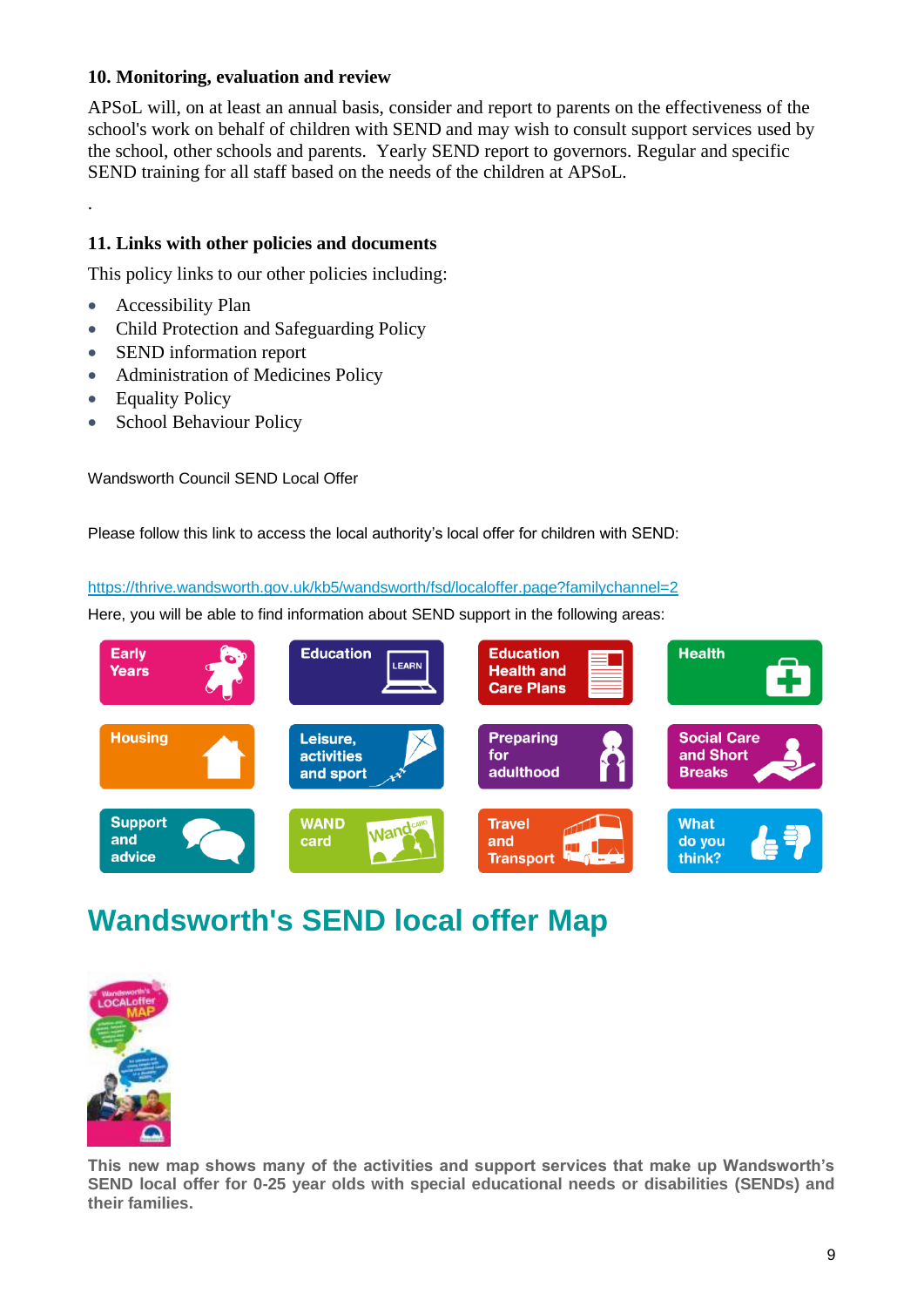## 10. Monitoring, evaluation and review

APSoL will, on at least an annual basis, consider and report to parents on the effectiveness of the school's work on behalf of children with SEND and may wish to consult support services used by the school, other schools and parents. Yearly SEND report to governors. Regular and specific SEND training for all staff based on the needs of the children at APSoL.

.

## 11. Links with other policies and documents

This policy links to our other policies including:

- Accessibility Plan
- Child Protection and Safeguarding Policy
- SEND information report
- Administration of Medicines Policy
- Equality Policy
- School Behaviour Policy

Wandsworth Council SEND Local Offer

Please follow this link to access the local authority's local offer for children with SEND:

https://thrive.wandsworth.gov.uk/kb5/wandsworth/fsd/localoffer.page?familychannel=2

Here, you will be able to find information about SEND support in the following areas:

| | | | |
|---|---|---|---|
| Early Years | Education | Education Health and Care Plans | Health |
| Housing | Leisure, activities and sport | Preparing for adulthood | Social Care and Short Breaks |
| Support and advice | WAND card | Travel and Transport | What do you think? |

# Wandsworth's SEND local offer Map

**This new map shows many of the activities and support services that make up Wandsworth's SEND local offer for 0-25 year olds with special educational needs or disabilities (SENDs) and their families.**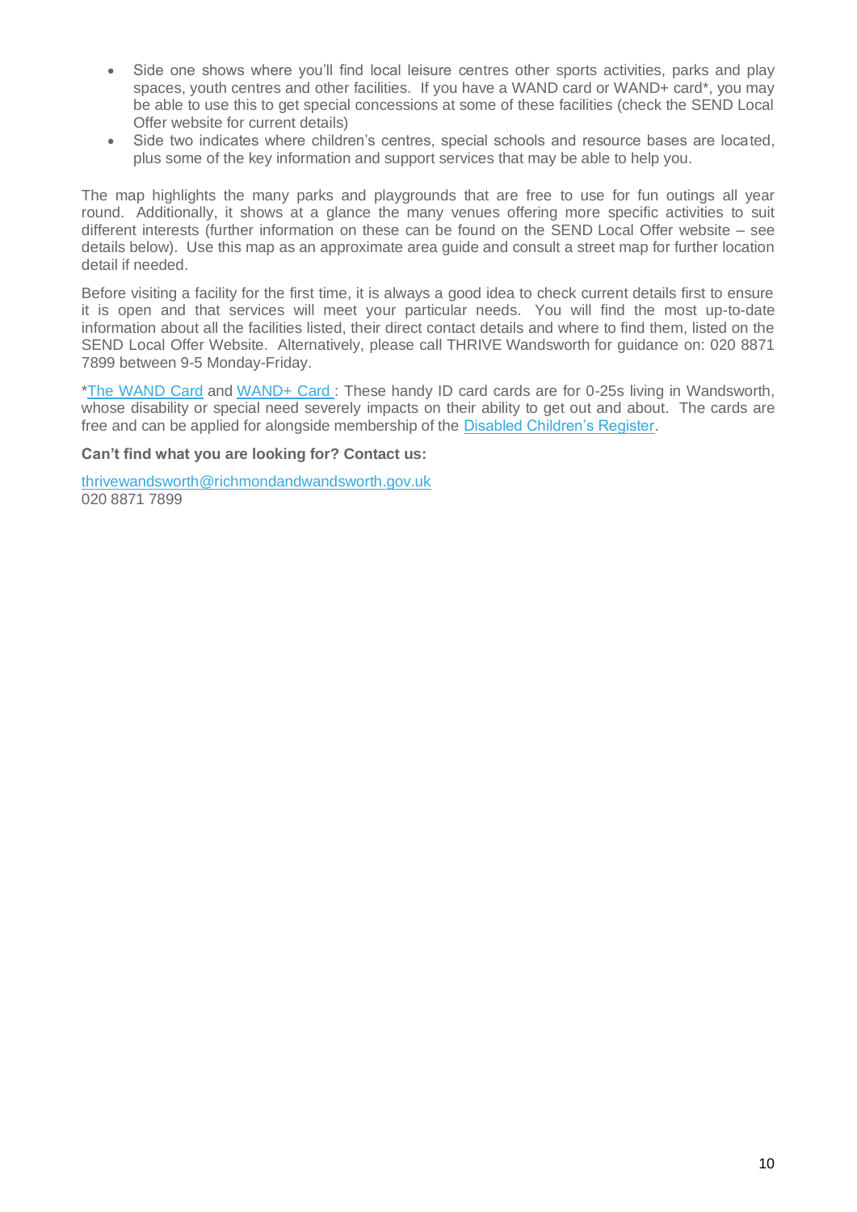- Side one shows where you'll find local leisure centres other sports activities, parks and play spaces, youth centres and other facilities. If you have a WAND card or WAND+ card*, you may be able to use this to get special concessions at some of these facilities (check the SEND Local Offer website for current details)
- Side two indicates where children's centres, special schools and resource bases are located, plus some of the key information and support services that may be able to help you.

The map highlights the many parks and playgrounds that are free to use for fun outings all year round. Additionally, it shows at a glance the many venues offering more specific activities to suit different interests (further information on these can be found on the SEND Local Offer website – see details below). Use this map as an approximate area guide and consult a street map for further location detail if needed.

Before visiting a facility for the first time, it is always a good idea to check current details first to ensure it is open and that services will meet your particular needs. You will find the most up-to-date information about all the facilities listed, their direct contact details and where to find them, listed on the SEND Local Offer Website. Alternatively, please call THRIVE Wandsworth for guidance on: 020 8871 7899 between 9-5 Monday-Friday.

*The WAND Card and WAND+ Card : These handy ID card cards are for 0-25s living in Wandsworth, whose disability or special need severely impacts on their ability to get out and about. The cards are free and can be applied for alongside membership of the Disabled Children's Register.

**Can't find what you are looking for? Contact us:**

thrivewandsworth@richmondandwandsworth.gov.uk
020 8871 7899